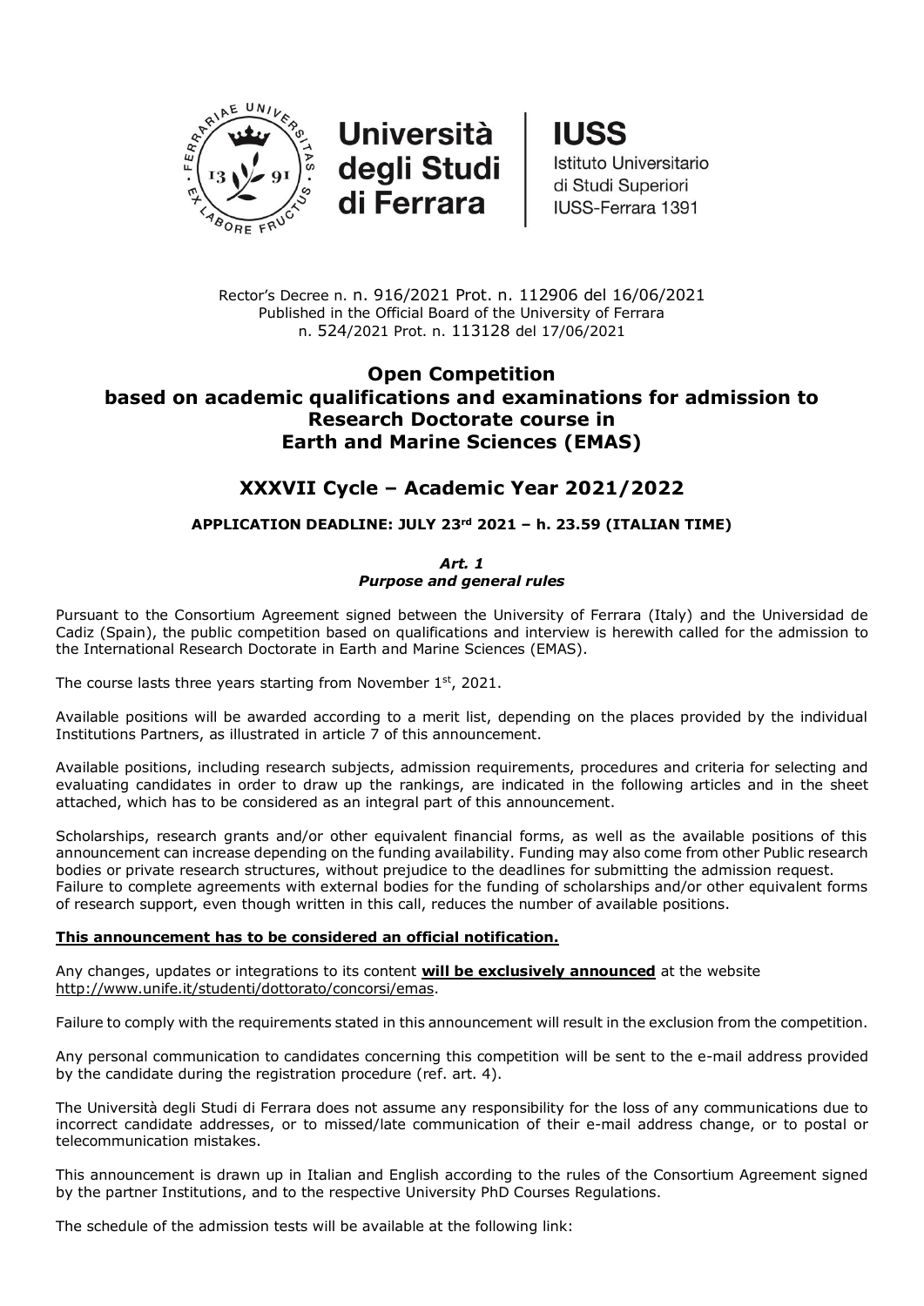Università degli Studi di Ferrara | IUSS Istituto Universitario di Studi Superiori IUSS-Ferrara 1391

Rector's Decree n. n. 916/2021 Prot. n. 112906 del 16/06/2021
Published in the Official Board of the University of Ferrara
n. 524/2021 Prot. n. 113128 del 17/06/2021

# Open Competition based on academic qualifications and examinations for admission to Research Doctorate course in Earth and Marine Sciences (EMAS)

## XXXVII Cycle – Academic Year 2021/2022

**APPLICATION DEADLINE: JULY 23rd 2021 – h. 23.59 (ITALIAN TIME)**

### *Art. 1*
### *Purpose and general rules*

Pursuant to the Consortium Agreement signed between the University of Ferrara (Italy) and the Universidad de Cadiz (Spain), the public competition based on qualifications and interview is herewith called for the admission to the International Research Doctorate in Earth and Marine Sciences (EMAS).

The course lasts three years starting from November 1st, 2021.

Available positions will be awarded according to a merit list, depending on the places provided by the individual Institutions Partners, as illustrated in article 7 of this announcement.

Available positions, including research subjects, admission requirements, procedures and criteria for selecting and evaluating candidates in order to draw up the rankings, are indicated in the following articles and in the sheet attached, which has to be considered as an integral part of this announcement.

Scholarships, research grants and/or other equivalent financial forms, as well as the available positions of this announcement can increase depending on the funding availability. Funding may also come from other Public research bodies or private research structures, without prejudice to the deadlines for submitting the admission request. Failure to complete agreements with external bodies for the funding of scholarships and/or other equivalent forms of research support, even though written in this call, reduces the number of available positions.

**This announcement has to be considered an official notification.**

Any changes, updates or integrations to its content **will be exclusively announced** at the website http://www.unife.it/studenti/dottorato/concorsi/emas.

Failure to comply with the requirements stated in this announcement will result in the exclusion from the competition.

Any personal communication to candidates concerning this competition will be sent to the e-mail address provided by the candidate during the registration procedure (ref. art. 4).

The Università degli Studi di Ferrara does not assume any responsibility for the loss of any communications due to incorrect candidate addresses, or to missed/late communication of their e-mail address change, or to postal or telecommunication mistakes.

This announcement is drawn up in Italian and English according to the rules of the Consortium Agreement signed by the partner Institutions, and to the respective University PhD Courses Regulations.

The schedule of the admission tests will be available at the following link: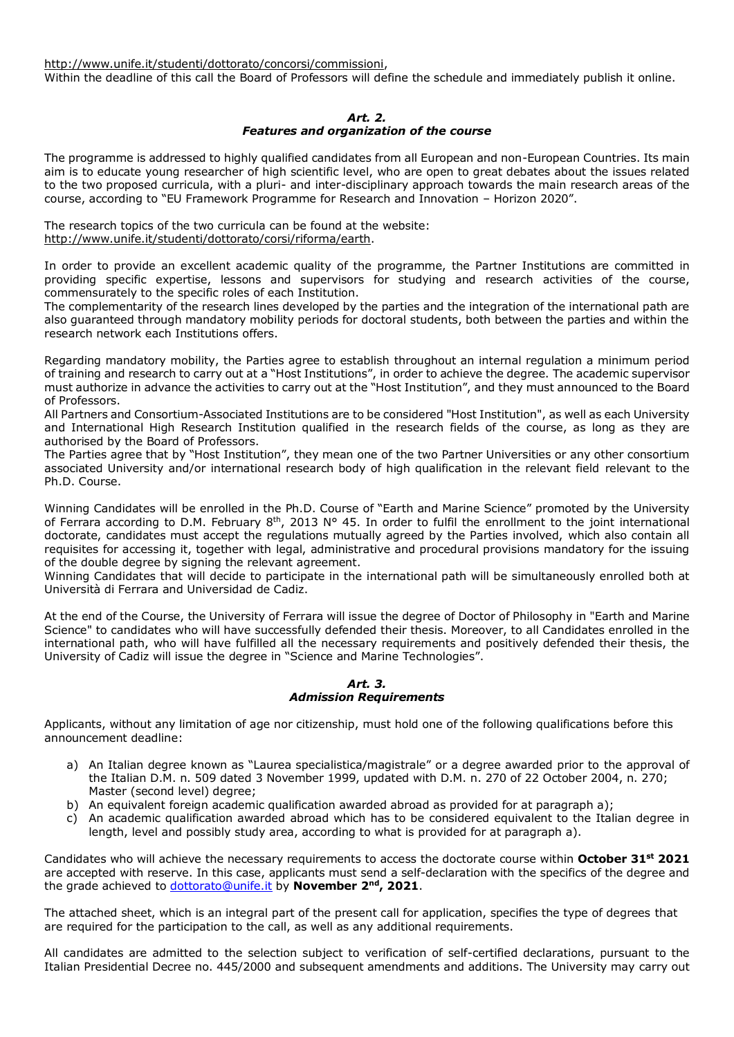http://www.unife.it/studenti/dottorato/concorsi/commissioni,
Within the deadline of this call the Board of Professors will define the schedule and immediately publish it online.

### *Art. 2.*
### *Features and organization of the course*

The programme is addressed to highly qualified candidates from all European and non-European Countries. Its main aim is to educate young researcher of high scientific level, who are open to great debates about the issues related to the two proposed curricula, with a pluri- and inter-disciplinary approach towards the main research areas of the course, according to "EU Framework Programme for Research and Innovation – Horizon 2020".

The research topics of the two curricula can be found at the website:
http://www.unife.it/studenti/dottorato/corsi/riforma/earth.

In order to provide an excellent academic quality of the programme, the Partner Institutions are committed in providing specific expertise, lessons and supervisors for studying and research activities of the course, commensurately to the specific roles of each Institution.
The complementarity of the research lines developed by the parties and the integration of the international path are also guaranteed through mandatory mobility periods for doctoral students, both between the parties and within the research network each Institutions offers.

Regarding mandatory mobility, the Parties agree to establish throughout an internal regulation a minimum period of training and research to carry out at a "Host Institutions", in order to achieve the degree. The academic supervisor must authorize in advance the activities to carry out at the "Host Institution", and they must announced to the Board of Professors.
All Partners and Consortium-Associated Institutions are to be considered "Host Institution", as well as each University and International High Research Institution qualified in the research fields of the course, as long as they are authorised by the Board of Professors.
The Parties agree that by "Host Institution", they mean one of the two Partner Universities or any other consortium associated University and/or international research body of high qualification in the relevant field relevant to the Ph.D. Course.

Winning Candidates will be enrolled in the Ph.D. Course of "Earth and Marine Science" promoted by the University of Ferrara according to D.M. February 8th, 2013 N° 45. In order to fulfil the enrollment to the joint international doctorate, candidates must accept the regulations mutually agreed by the Parties involved, which also contain all requisites for accessing it, together with legal, administrative and procedural provisions mandatory for the issuing of the double degree by signing the relevant agreement.
Winning Candidates that will decide to participate in the international path will be simultaneously enrolled both at Università di Ferrara and Universidad de Cadiz.

At the end of the Course, the University of Ferrara will issue the degree of Doctor of Philosophy in "Earth and Marine Science" to candidates who will have successfully defended their thesis. Moreover, to all Candidates enrolled in the international path, who will have fulfilled all the necessary requirements and positively defended their thesis, the University of Cadiz will issue the degree in "Science and Marine Technologies".

### *Art. 3.*
### *Admission Requirements*

Applicants, without any limitation of age nor citizenship, must hold one of the following qualifications before this announcement deadline:

a) An Italian degree known as "Laurea specialistica/magistrale" or a degree awarded prior to the approval of the Italian D.M. n. 509 dated 3 November 1999, updated with D.M. n. 270 of 22 October 2004, n. 270; Master (second level) degree;
b) An equivalent foreign academic qualification awarded abroad as provided for at paragraph a);
c) An academic qualification awarded abroad which has to be considered equivalent to the Italian degree in length, level and possibly study area, according to what is provided for at paragraph a).

Candidates who will achieve the necessary requirements to access the doctorate course within **October 31st 2021** are accepted with reserve. In this case, applicants must send a self-declaration with the specifics of the degree and the grade achieved to dottorato@unife.it by **November 2nd, 2021**.

The attached sheet, which is an integral part of the present call for application, specifies the type of degrees that are required for the participation to the call, as well as any additional requirements.

All candidates are admitted to the selection subject to verification of self-certified declarations, pursuant to the Italian Presidential Decree no. 445/2000 and subsequent amendments and additions. The University may carry out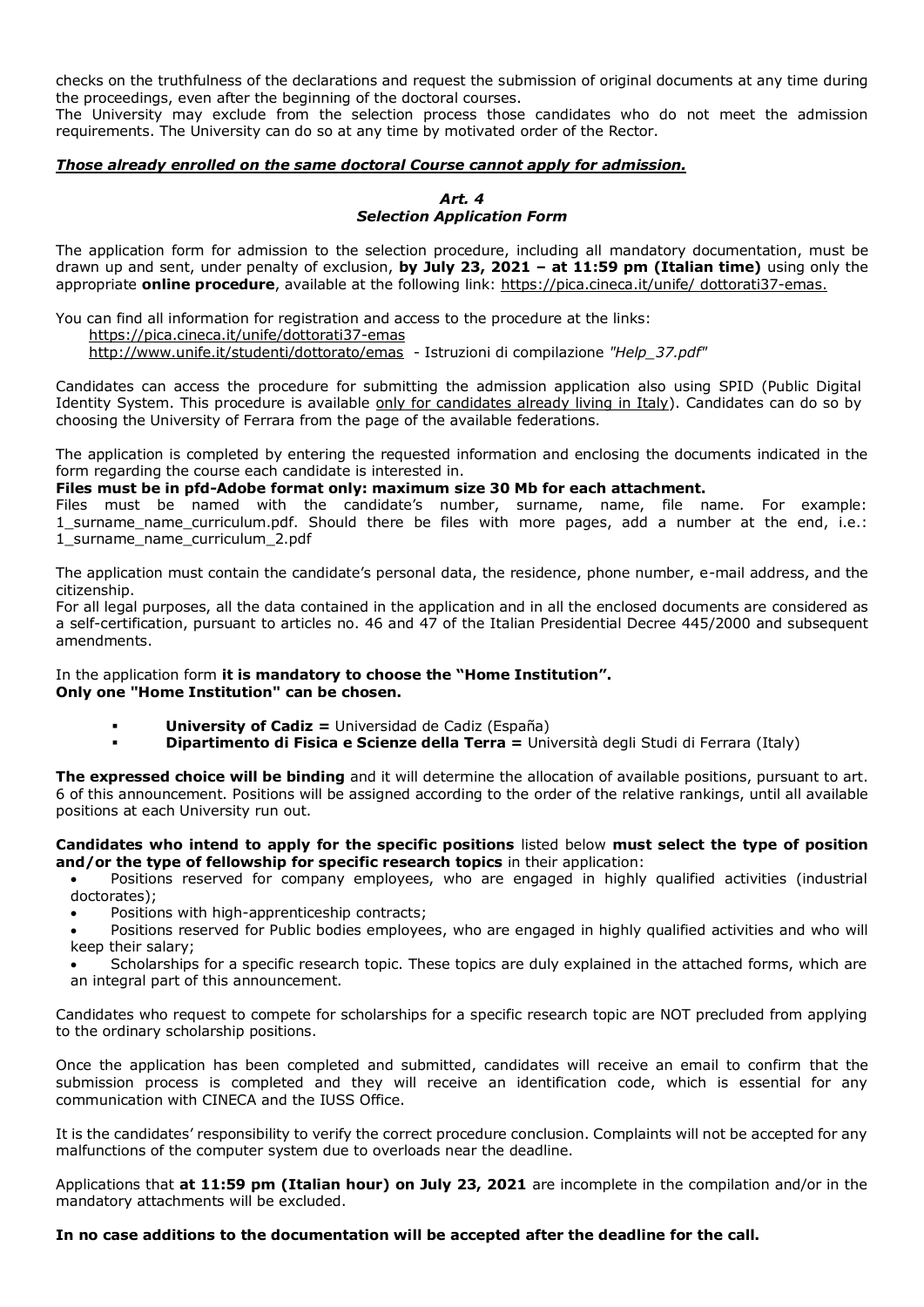checks on the truthfulness of the declarations and request the submission of original documents at any time during the proceedings, even after the beginning of the doctoral courses.
The University may exclude from the selection process those candidates who do not meet the admission requirements. The University can do so at any time by motivated order of the Rector.

***Those already enrolled on the same doctoral Course cannot apply for admission.***

### *Art. 4*
### *Selection Application Form*

The application form for admission to the selection procedure, including all mandatory documentation, must be drawn up and sent, under penalty of exclusion, **by July 23, 2021 – at 11:59 pm (Italian time)** using only the appropriate **online procedure**, available at the following link: https://pica.cineca.it/unife/ dottorati37-emas.

You can find all information for registration and access to the procedure at the links:
https://pica.cineca.it/unife/dottorati37-emas
http://www.unife.it/studenti/dottorato/emas - Istruzioni di compilazione *"Help_37.pdf"*

Candidates can access the procedure for submitting the admission application also using SPID (Public Digital Identity System. This procedure is available only for candidates already living in Italy). Candidates can do so by choosing the University of Ferrara from the page of the available federations.

The application is completed by entering the requested information and enclosing the documents indicated in the form regarding the course each candidate is interested in.
**Files must be in pfd-Adobe format only: maximum size 30 Mb for each attachment.**
Files must be named with the candidate's number, surname, name, file name. For example: 1_surname_name_curriculum.pdf. Should there be files with more pages, add a number at the end, i.e.: 1_surname_name_curriculum_2.pdf

The application must contain the candidate's personal data, the residence, phone number, e-mail address, and the citizenship.
For all legal purposes, all the data contained in the application and in all the enclosed documents are considered as a self-certification, pursuant to articles no. 46 and 47 of the Italian Presidential Decree 445/2000 and subsequent amendments.

In the application form **it is mandatory to choose the "Home Institution".**
**Only one "Home Institution" can be chosen.**

- **University of Cadiz =** Universidad de Cadiz (España)
- **Dipartimento di Fisica e Scienze della Terra =** Università degli Studi di Ferrara (Italy)

**The expressed choice will be binding** and it will determine the allocation of available positions, pursuant to art. 6 of this announcement. Positions will be assigned according to the order of the relative rankings, until all available positions at each University run out.

**Candidates who intend to apply for the specific positions** listed below **must select the type of position and/or the type of fellowship for specific research topics** in their application:

- Positions reserved for company employees, who are engaged in highly qualified activities (industrial doctorates);
- Positions with high-apprenticeship contracts;
- Positions reserved for Public bodies employees, who are engaged in highly qualified activities and who will keep their salary;
- Scholarships for a specific research topic. These topics are duly explained in the attached forms, which are an integral part of this announcement.

Candidates who request to compete for scholarships for a specific research topic are NOT precluded from applying to the ordinary scholarship positions.

Once the application has been completed and submitted, candidates will receive an email to confirm that the submission process is completed and they will receive an identification code, which is essential for any communication with CINECA and the IUSS Office.

It is the candidates' responsibility to verify the correct procedure conclusion. Complaints will not be accepted for any malfunctions of the computer system due to overloads near the deadline.

Applications that **at 11:59 pm (Italian hour) on July 23, 2021** are incomplete in the compilation and/or in the mandatory attachments will be excluded.

**In no case additions to the documentation will be accepted after the deadline for the call.**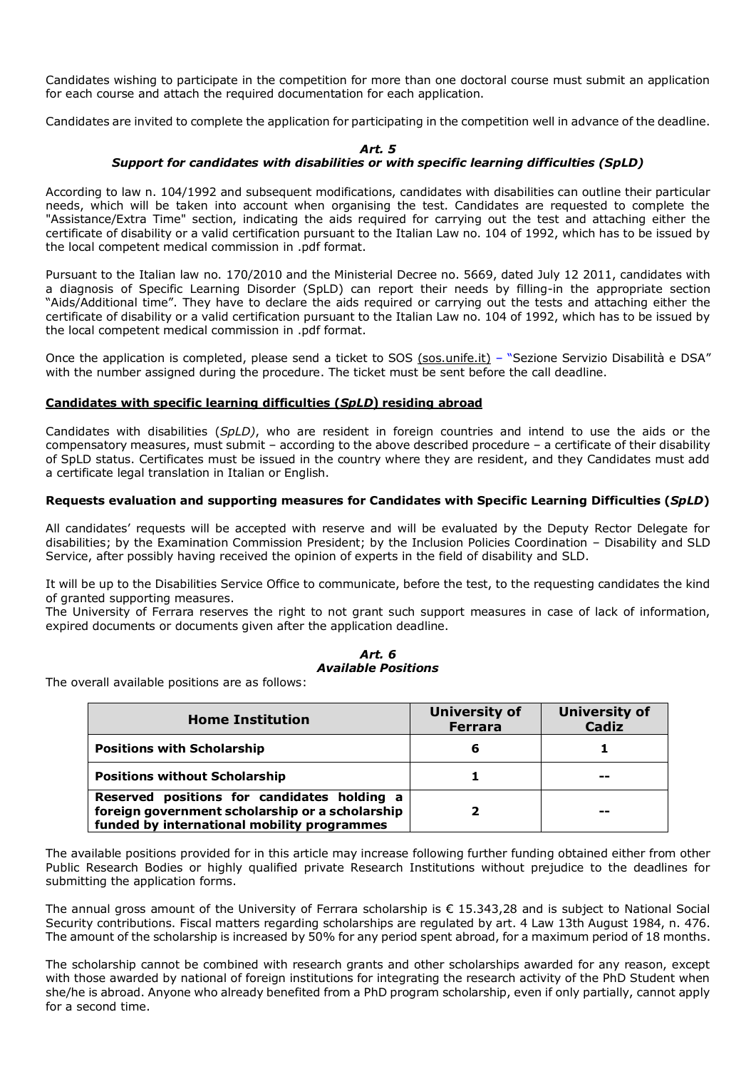Candidates wishing to participate in the competition for more than one doctoral course must submit an application for each course and attach the required documentation for each application.

Candidates are invited to complete the application for participating in the competition well in advance of the deadline.

### *Art. 5*
### *Support for candidates with disabilities or with specific learning difficulties (SpLD)*

According to law n. 104/1992 and subsequent modifications, candidates with disabilities can outline their particular needs, which will be taken into account when organising the test. Candidates are requested to complete the "Assistance/Extra Time" section, indicating the aids required for carrying out the test and attaching either the certificate of disability or a valid certification pursuant to the Italian Law no. 104 of 1992, which has to be issued by the local competent medical commission in .pdf format.

Pursuant to the Italian law no. 170/2010 and the Ministerial Decree no. 5669, dated July 12 2011, candidates with a diagnosis of Specific Learning Disorder (SpLD) can report their needs by filling-in the appropriate section "Aids/Additional time". They have to declare the aids required or carrying out the tests and attaching either the certificate of disability or a valid certification pursuant to the Italian Law no. 104 of 1992, which has to be issued by the local competent medical commission in .pdf format.

Once the application is completed, please send a ticket to SOS (sos.unife.it) – "Sezione Servizio Disabilità e DSA" with the number assigned during the procedure. The ticket must be sent before the call deadline.

**Candidates with specific learning difficulties (*SpLD*) residing abroad**

Candidates with disabilities (*SpLD)*, who are resident in foreign countries and intend to use the aids or the compensatory measures, must submit – according to the above described procedure – a certificate of their disability of SpLD status. Certificates must be issued in the country where they are resident, and they Candidates must add a certificate legal translation in Italian or English.

**Requests evaluation and supporting measures for Candidates with Specific Learning Difficulties (*SpLD*)**

All candidates' requests will be accepted with reserve and will be evaluated by the Deputy Rector Delegate for disabilities; by the Examination Commission President; by the Inclusion Policies Coordination – Disability and SLD Service, after possibly having received the opinion of experts in the field of disability and SLD.

It will be up to the Disabilities Service Office to communicate, before the test, to the requesting candidates the kind of granted supporting measures.
The University of Ferrara reserves the right to not grant such support measures in case of lack of information, expired documents or documents given after the application deadline.

### *Art. 6*
### *Available Positions*

The overall available positions are as follows:

| Home Institution | University of Ferrara | University of Cadiz |
|---|---|---|
| **Positions with Scholarship** | 6 | 1 |
| **Positions without Scholarship** | 1 | -- |
| **Reserved positions for candidates holding a foreign government scholarship or a scholarship funded by international mobility programmes** | 2 | -- |

The available positions provided for in this article may increase following further funding obtained either from other Public Research Bodies or highly qualified private Research Institutions without prejudice to the deadlines for submitting the application forms.

The annual gross amount of the University of Ferrara scholarship is € 15.343,28 and is subject to National Social Security contributions. Fiscal matters regarding scholarships are regulated by art. 4 Law 13th August 1984, n. 476. The amount of the scholarship is increased by 50% for any period spent abroad, for a maximum period of 18 months.

The scholarship cannot be combined with research grants and other scholarships awarded for any reason, except with those awarded by national of foreign institutions for integrating the research activity of the PhD Student when she/he is abroad. Anyone who already benefited from a PhD program scholarship, even if only partially, cannot apply for a second time.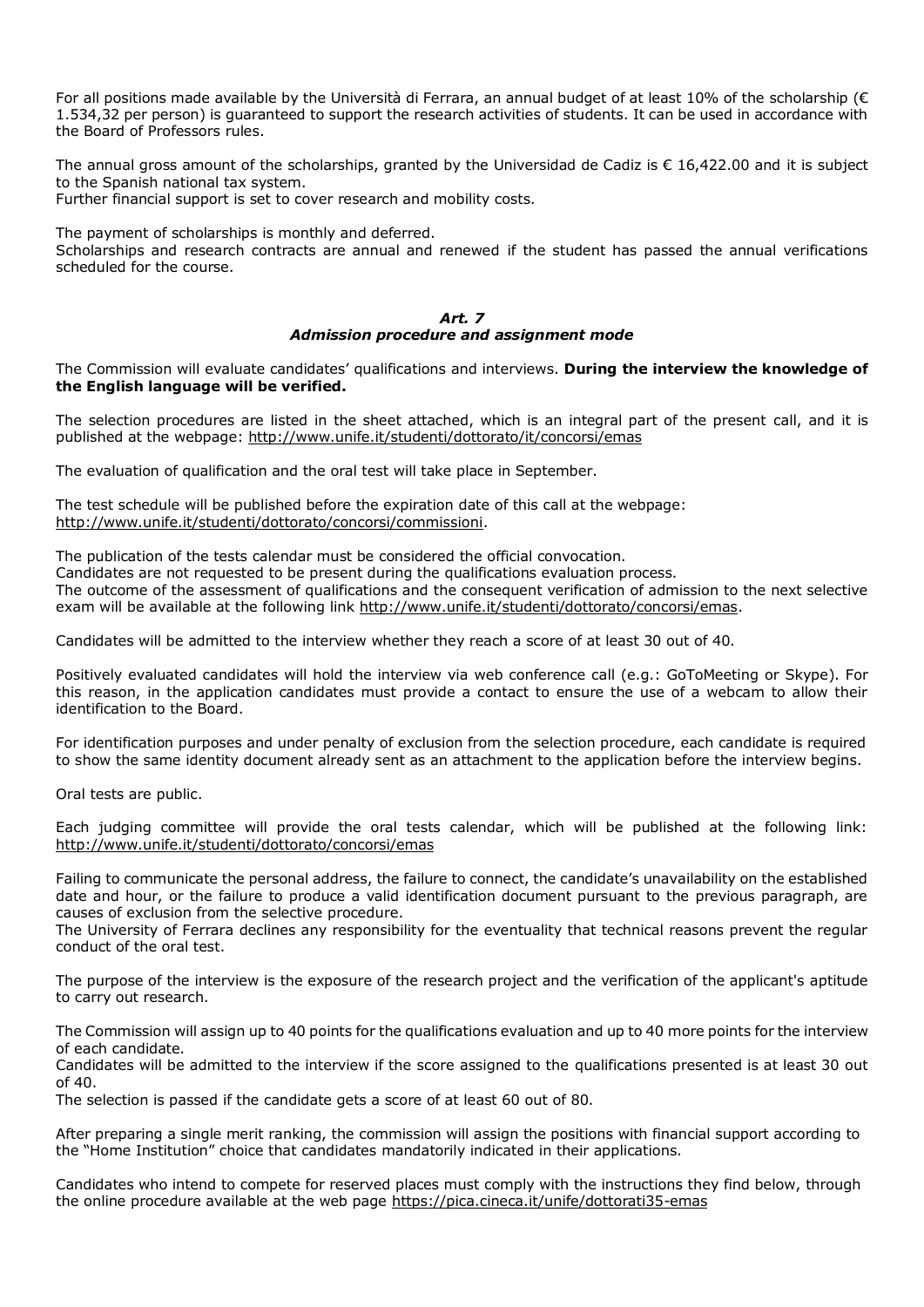For all positions made available by the Università di Ferrara, an annual budget of at least 10% of the scholarship (€ 1.534,32 per person) is guaranteed to support the research activities of students. It can be used in accordance with the Board of Professors rules.

The annual gross amount of the scholarships, granted by the Universidad de Cadiz is € 16,422.00 and it is subject to the Spanish national tax system.
Further financial support is set to cover research and mobility costs.

The payment of scholarships is monthly and deferred.
Scholarships and research contracts are annual and renewed if the student has passed the annual verifications scheduled for the course.

### *Art. 7*
### *Admission procedure and assignment mode*

The Commission will evaluate candidates' qualifications and interviews. **During the interview the knowledge of the English language will be verified.**

The selection procedures are listed in the sheet attached, which is an integral part of the present call, and it is published at the webpage: http://www.unife.it/studenti/dottorato/it/concorsi/emas

The evaluation of qualification and the oral test will take place in September.

The test schedule will be published before the expiration date of this call at the webpage: http://www.unife.it/studenti/dottorato/concorsi/commissioni.

The publication of the tests calendar must be considered the official convocation.
Candidates are not requested to be present during the qualifications evaluation process.
The outcome of the assessment of qualifications and the consequent verification of admission to the next selective exam will be available at the following link http://www.unife.it/studenti/dottorato/concorsi/emas.

Candidates will be admitted to the interview whether they reach a score of at least 30 out of 40.

Positively evaluated candidates will hold the interview via web conference call (e.g.: GoToMeeting or Skype). For this reason, in the application candidates must provide a contact to ensure the use of a webcam to allow their identification to the Board.

For identification purposes and under penalty of exclusion from the selection procedure, each candidate is required to show the same identity document already sent as an attachment to the application before the interview begins.

Oral tests are public.

Each judging committee will provide the oral tests calendar, which will be published at the following link: http://www.unife.it/studenti/dottorato/concorsi/emas

Failing to communicate the personal address, the failure to connect, the candidate's unavailability on the established date and hour, or the failure to produce a valid identification document pursuant to the previous paragraph, are causes of exclusion from the selective procedure.
The University of Ferrara declines any responsibility for the eventuality that technical reasons prevent the regular conduct of the oral test.

The purpose of the interview is the exposure of the research project and the verification of the applicant's aptitude to carry out research.

The Commission will assign up to 40 points for the qualifications evaluation and up to 40 more points for the interview of each candidate.
Candidates will be admitted to the interview if the score assigned to the qualifications presented is at least 30 out of 40.
The selection is passed if the candidate gets a score of at least 60 out of 80.

After preparing a single merit ranking, the commission will assign the positions with financial support according to the "Home Institution" choice that candidates mandatorily indicated in their applications.

Candidates who intend to compete for reserved places must comply with the instructions they find below, through the online procedure available at the web page https://pica.cineca.it/unife/dottorati35-emas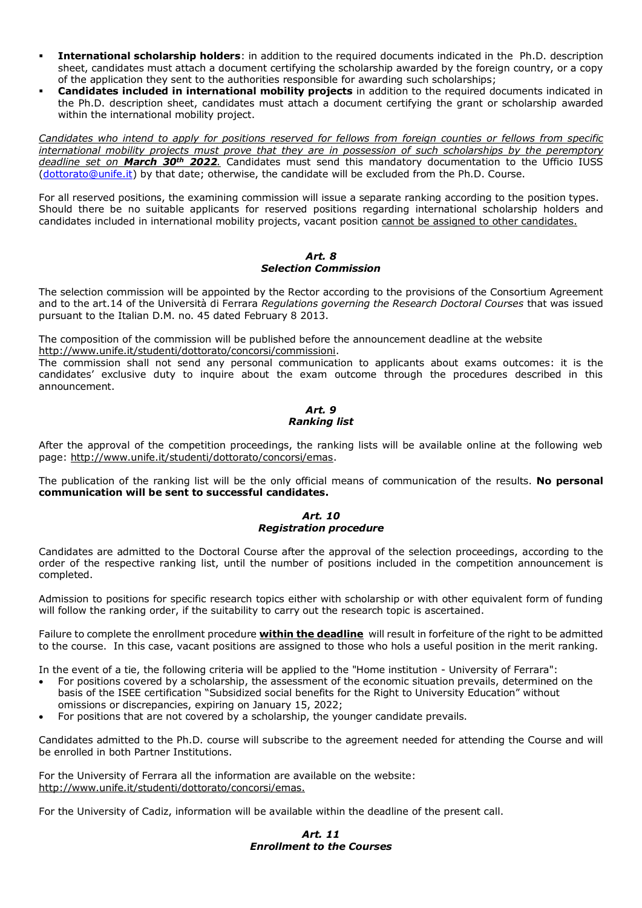- **International scholarship holders**: in addition to the required documents indicated in the Ph.D. description sheet, candidates must attach a document certifying the scholarship awarded by the foreign country, or a copy of the application they sent to the authorities responsible for awarding such scholarships;
- **Candidates included in international mobility projects** in addition to the required documents indicated in the Ph.D. description sheet, candidates must attach a document certifying the grant or scholarship awarded within the international mobility project.

*Candidates who intend to apply for positions reserved for fellows from foreign counties or fellows from specific international mobility projects must prove that they are in possession of such scholarships by the peremptory deadline set on **March 30th 2022**.* Candidates must send this mandatory documentation to the Ufficio IUSS (dottorato@unife.it) by that date; otherwise, the candidate will be excluded from the Ph.D. Course.

For all reserved positions, the examining commission will issue a separate ranking according to the position types. Should there be no suitable applicants for reserved positions regarding international scholarship holders and candidates included in international mobility projects, vacant position cannot be assigned to other candidates.

### *Art. 8*
### *Selection Commission*

The selection commission will be appointed by the Rector according to the provisions of the Consortium Agreement and to the art.14 of the Università di Ferrara *Regulations governing the Research Doctoral Courses* that was issued pursuant to the Italian D.M. no. 45 dated February 8 2013.

The composition of the commission will be published before the announcement deadline at the website http://www.unife.it/studenti/dottorato/concorsi/commissioni.
The commission shall not send any personal communication to applicants about exams outcomes: it is the candidates' exclusive duty to inquire about the exam outcome through the procedures described in this announcement.

### *Art. 9*
### *Ranking list*

After the approval of the competition proceedings, the ranking lists will be available online at the following web page: http://www.unife.it/studenti/dottorato/concorsi/emas.

The publication of the ranking list will be the only official means of communication of the results. **No personal communication will be sent to successful candidates.**

### *Art. 10*
### *Registration procedure*

Candidates are admitted to the Doctoral Course after the approval of the selection proceedings, according to the order of the respective ranking list, until the number of positions included in the competition announcement is completed.

Admission to positions for specific research topics either with scholarship or with other equivalent form of funding will follow the ranking order, if the suitability to carry out the research topic is ascertained.

Failure to complete the enrollment procedure **within the deadline** will result in forfeiture of the right to be admitted to the course. In this case, vacant positions are assigned to those who hols a useful position in the merit ranking.

In the event of a tie, the following criteria will be applied to the "Home institution - University of Ferrara":

- For positions covered by a scholarship, the assessment of the economic situation prevails, determined on the basis of the ISEE certification "Subsidized social benefits for the Right to University Education" without omissions or discrepancies, expiring on January 15, 2022;
- For positions that are not covered by a scholarship, the younger candidate prevails.

Candidates admitted to the Ph.D. course will subscribe to the agreement needed for attending the Course and will be enrolled in both Partner Institutions.

For the University of Ferrara all the information are available on the website: http://www.unife.it/studenti/dottorato/concorsi/emas.

For the University of Cadiz, information will be available within the deadline of the present call.

### *Art. 11*
### *Enrollment to the Courses*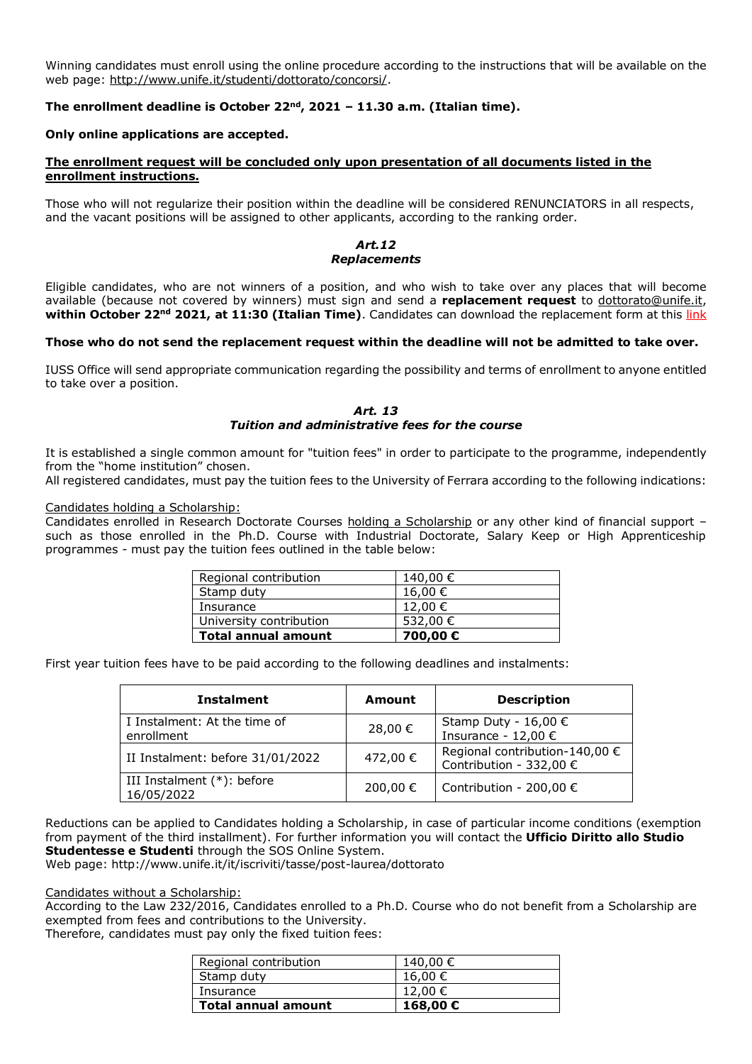Winning candidates must enroll using the online procedure according to the instructions that will be available on the web page: http://www.unife.it/studenti/dottorato/concorsi/.

**The enrollment deadline is October 22nd, 2021 – 11.30 a.m. (Italian time).**

**Only online applications are accepted.**

**The enrollment request will be concluded only upon presentation of all documents listed in the enrollment instructions.**

Those who will not regularize their position within the deadline will be considered RENUNCIATORS in all respects, and the vacant positions will be assigned to other applicants, according to the ranking order.

### *Art.12*
### *Replacements*

Eligible candidates, who are not winners of a position, and who wish to take over any places that will become available (because not covered by winners) must sign and send a **replacement request** to dottorato@unife.it, **within October 22nd 2021, at 11:30 (Italian Time)**. Candidates can download the replacement form at this link

**Those who do not send the replacement request within the deadline will not be admitted to take over.**

IUSS Office will send appropriate communication regarding the possibility and terms of enrollment to anyone entitled to take over a position.

### *Art. 13*
### *Tuition and administrative fees for the course*

It is established a single common amount for "tuition fees" in order to participate to the programme, independently from the "home institution" chosen.

All registered candidates, must pay the tuition fees to the University of Ferrara according to the following indications:

Candidates holding a Scholarship:

Candidates enrolled in Research Doctorate Courses holding a Scholarship or any other kind of financial support – such as those enrolled in the Ph.D. Course with Industrial Doctorate, Salary Keep or High Apprenticeship programmes - must pay the tuition fees outlined in the table below:

| | |
|---|---|
| Regional contribution | 140,00 € |
| Stamp duty | 16,00 € |
| Insurance | 12,00 € |
| University contribution | 532,00 € |
| **Total annual amount** | **700,00 €** |

First year tuition fees have to be paid according to the following deadlines and instalments:

| Instalment | Amount | Description |
|---|---|---|
| I Instalment: At the time of enrollment | 28,00 € | Stamp Duty - 16,00 € Insurance - 12,00 € |
| II Instalment: before 31/01/2022 | 472,00 € | Regional contribution-140,00 € Contribution - 332,00 € |
| III Instalment (*): before 16/05/2022 | 200,00 € | Contribution - 200,00 € |

Reductions can be applied to Candidates holding a Scholarship, in case of particular income conditions (exemption from payment of the third installment). For further information you will contact the **Ufficio Diritto allo Studio Studentesse e Studenti** through the SOS Online System.

Web page: http://www.unife.it/it/iscriviti/tasse/post-laurea/dottorato

Candidates without a Scholarship:

According to the Law 232/2016, Candidates enrolled to a Ph.D. Course who do not benefit from a Scholarship are exempted from fees and contributions to the University.

Therefore, candidates must pay only the fixed tuition fees:

| | |
|---|---|
| Regional contribution | 140,00 € |
| Stamp duty | 16,00 € |
| Insurance | 12,00 € |
| **Total annual amount** | **168,00 €** |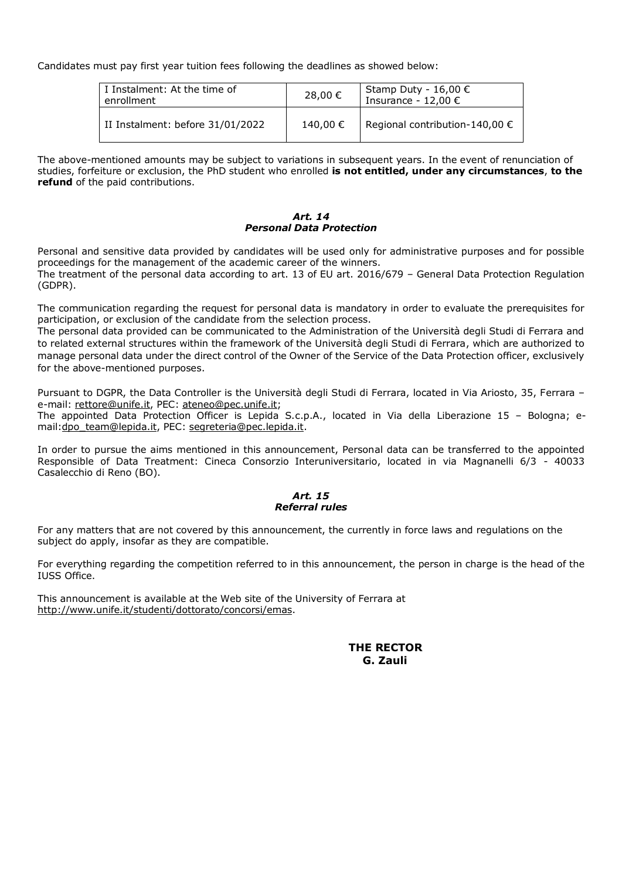Candidates must pay first year tuition fees following the deadlines as showed below:

| | | |
|---|---|---|
| I Instalment: At the time of enrollment | 28,00 € | Stamp Duty - 16,00 € Insurance - 12,00 € |
| II Instalment: before 31/01/2022 | 140,00 € | Regional contribution-140,00 € |

The above-mentioned amounts may be subject to variations in subsequent years. In the event of renunciation of studies, forfeiture or exclusion, the PhD student who enrolled **is not entitled, under any circumstances**, **to the refund** of the paid contributions.

### *Art. 14*
### *Personal Data Protection*

Personal and sensitive data provided by candidates will be used only for administrative purposes and for possible proceedings for the management of the academic career of the winners.
The treatment of the personal data according to art. 13 of EU art. 2016/679 – General Data Protection Regulation (GDPR).

The communication regarding the request for personal data is mandatory in order to evaluate the prerequisites for participation, or exclusion of the candidate from the selection process.
The personal data provided can be communicated to the Administration of the Università degli Studi di Ferrara and to related external structures within the framework of the Università degli Studi di Ferrara, which are authorized to manage personal data under the direct control of the Owner of the Service of the Data Protection officer, exclusively for the above-mentioned purposes.

Pursuant to DGPR, the Data Controller is the Università degli Studi di Ferrara, located in Via Ariosto, 35, Ferrara – e-mail: rettore@unife.it, PEC: ateneo@pec.unife.it;
The appointed Data Protection Officer is Lepida S.c.p.A., located in Via della Liberazione 15 – Bologna; e-mail:dpo_team@lepida.it, PEC: segreteria@pec.lepida.it.

In order to pursue the aims mentioned in this announcement, Personal data can be transferred to the appointed Responsible of Data Treatment: Cineca Consorzio Interuniversitario, located in via Magnanelli 6/3 - 40033 Casalecchio di Reno (BO).

### *Art. 15*
### *Referral rules*

For any matters that are not covered by this announcement, the currently in force laws and regulations on the subject do apply, insofar as they are compatible.

For everything regarding the competition referred to in this announcement, the person in charge is the head of the IUSS Office.

This announcement is available at the Web site of the University of Ferrara at http://www.unife.it/studenti/dottorato/concorsi/emas.

**THE RECTOR**
**G. Zauli**